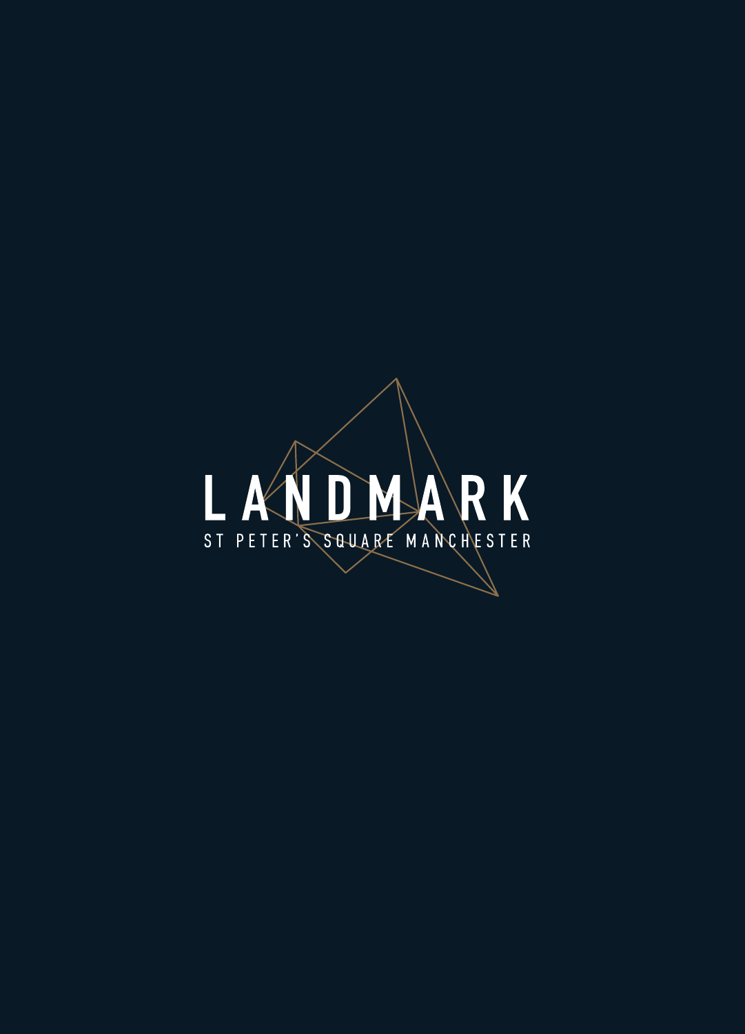# LANDMARK

ST PETER'S SQUARE MANCHESTER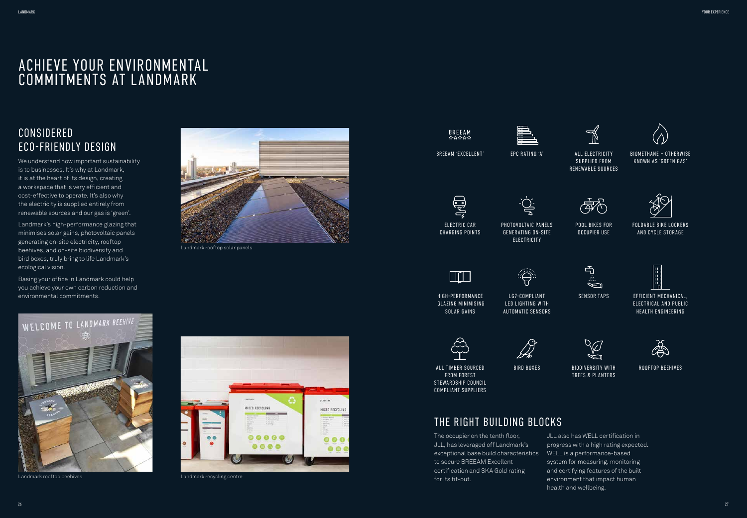# ACHIEVE YOUR ENVIRONMENTAL COMMITMENTS AT LANDMARK

## CONSIDERED ECO-FRIENDLY DESIGN

We understand how important sustainability is to businesses. It's why at Landmark, it is at the heart of its design, creating a workspace that is very efficient and cost-effective to operate. It's also why the electricity is supplied entirely from renewable sources and our gas is 'green'.

Landmark's high-performance glazing that minimises solar gains, photovoltaic panels generating on-site electricity, rooftop beehives, and on-site biodiversity and bird boxes, truly bring to life Landmark's ecological vision.

Basing your office in Landmark could help you achieve your own carbon reduction and environmental commitments.

Landmark rooftop solar panels

Landmark rooftop beehives

Landmark recycling centre

- BREEAM 'EXCELLENT'
- EPC RATING 'A'
- ALL ELECTRICITY SUPPLIED FROM RENEWABLE SOURCES
- BIOMETHANE – OTHERWISE KNOWN AS 'GREEN GAS'
- ELECTRIC CAR CHARGING POINTS
- PHOTOVOLTAIC PANELS GENERATING ON-SITE ELECTRICITY
- POOL BIKES FOR OCCUPIER USE
- FOLDABLE BIKE LOCKERS AND CYCLE STORAGE
- HIGH-PERFORMANCE GLAZING MINIMISING SOLAR GAINS
- LG7-COMPLIANT LED LIGHTING WITH AUTOMATIC SENSORS
- SENSOR TAPS
- EFFICIENT MECHANICAL, ELECTRICAL AND PUBLIC HEALTH ENGINEERING
- ALL TIMBER SOURCED FROM FOREST STEWARDSHIP COUNCIL COMPLIANT SUPPLIERS
- BIRD BOXES
- BIODIVERSITY WITH TREES & PLANTERS
- ROOFTOP BEEHIVES

## THE RIGHT BUILDING BLOCKS

The occupier on the tenth floor, JLL, has leveraged off Landmark's exceptional base build characteristics to secure BREEAM Excellent certification and SKA Gold rating for its fit-out.

JLL also has WELL certification in progress with a high rating expected. WELL is a performance-based system for measuring, monitoring and certifying features of the built environment that impact human health and wellbeing.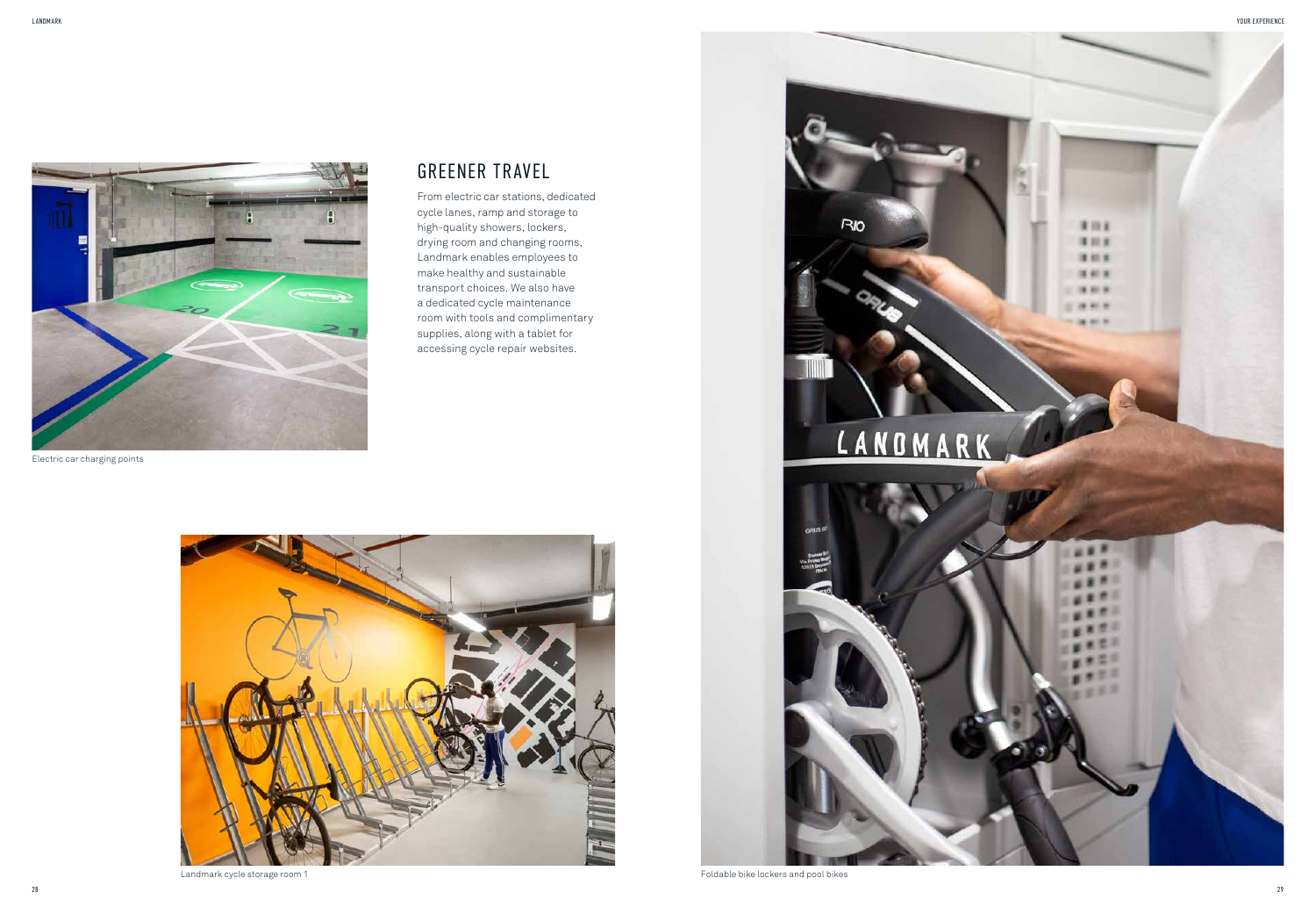## GREENER TRAVEL

From electric car stations, dedicated cycle lanes, ramp and storage to high-quality showers, lockers, drying room and changing rooms, Landmark enables employees to make healthy and sustainable transport choices. We also have a dedicated cycle maintenance room with tools and complimentary supplies, along with a tablet for accessing cycle repair websites.

Electric car charging points

Landmark cycle storage room 1

Foldable bike lockers and pool bikes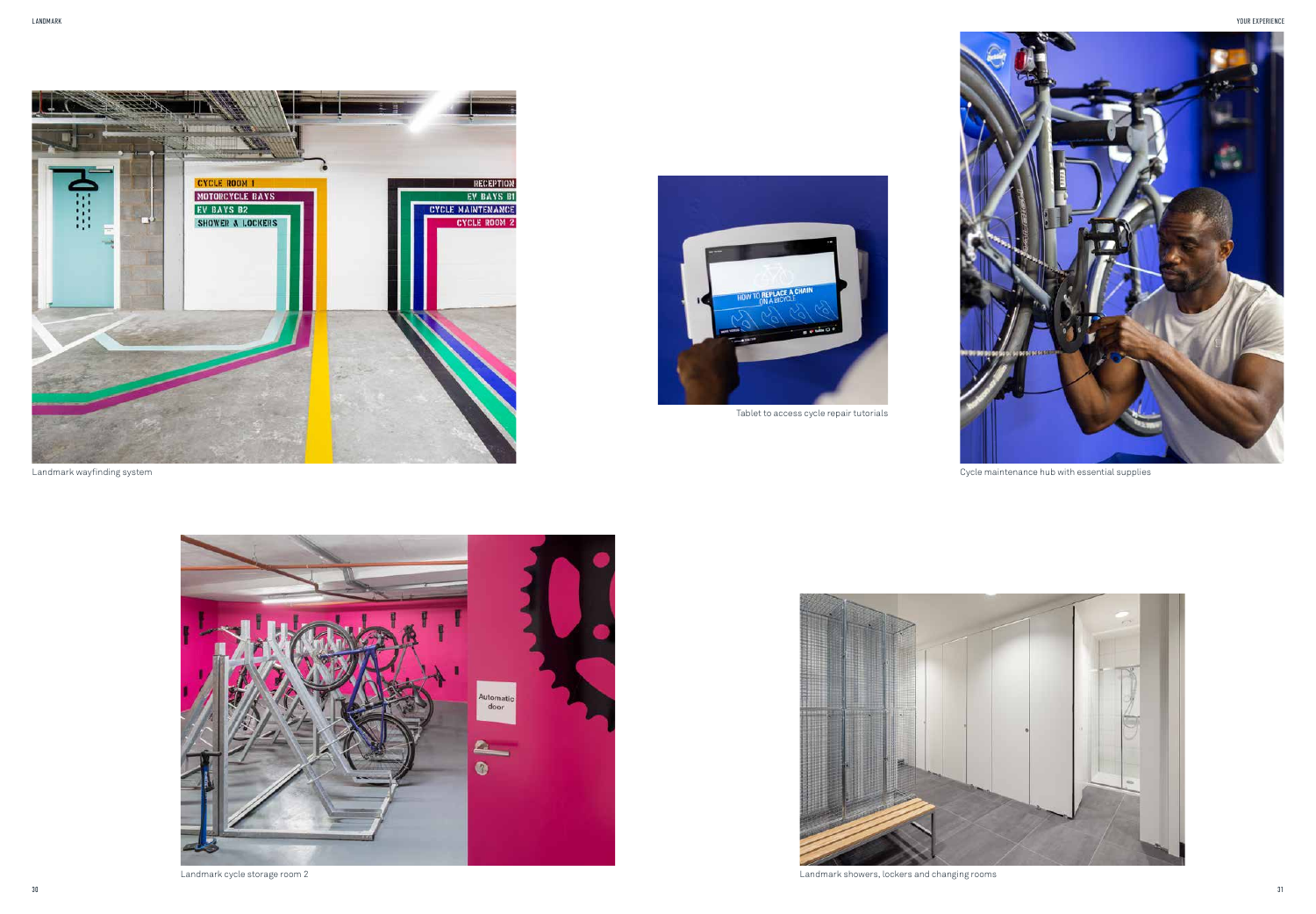Landmark wayfinding system

Tablet to access cycle repair tutorials

Cycle maintenance hub with essential supplies

Landmark cycle storage room 2

Landmark showers, lockers and changing rooms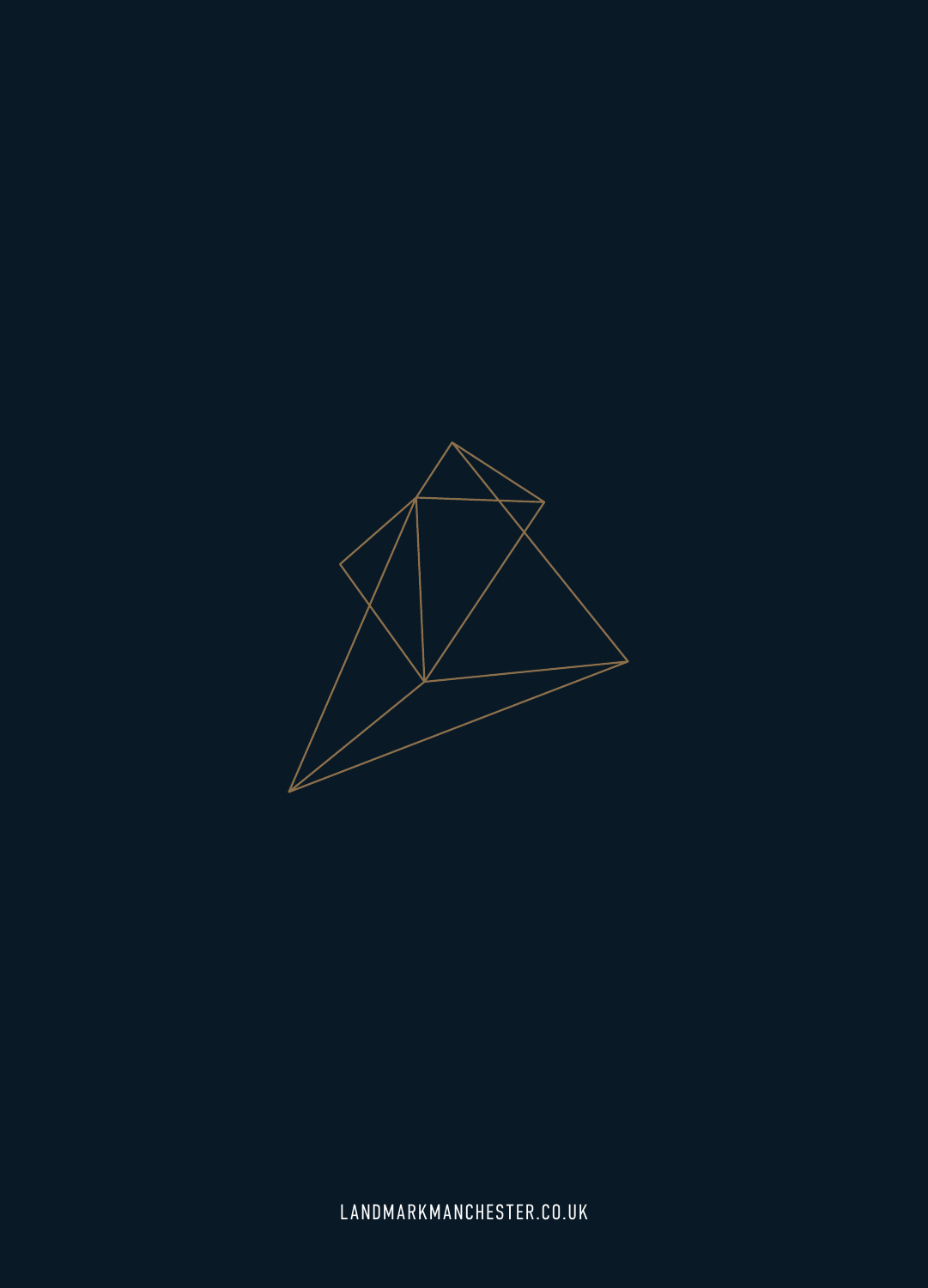LANDMARKMANCHESTER.CO.UK